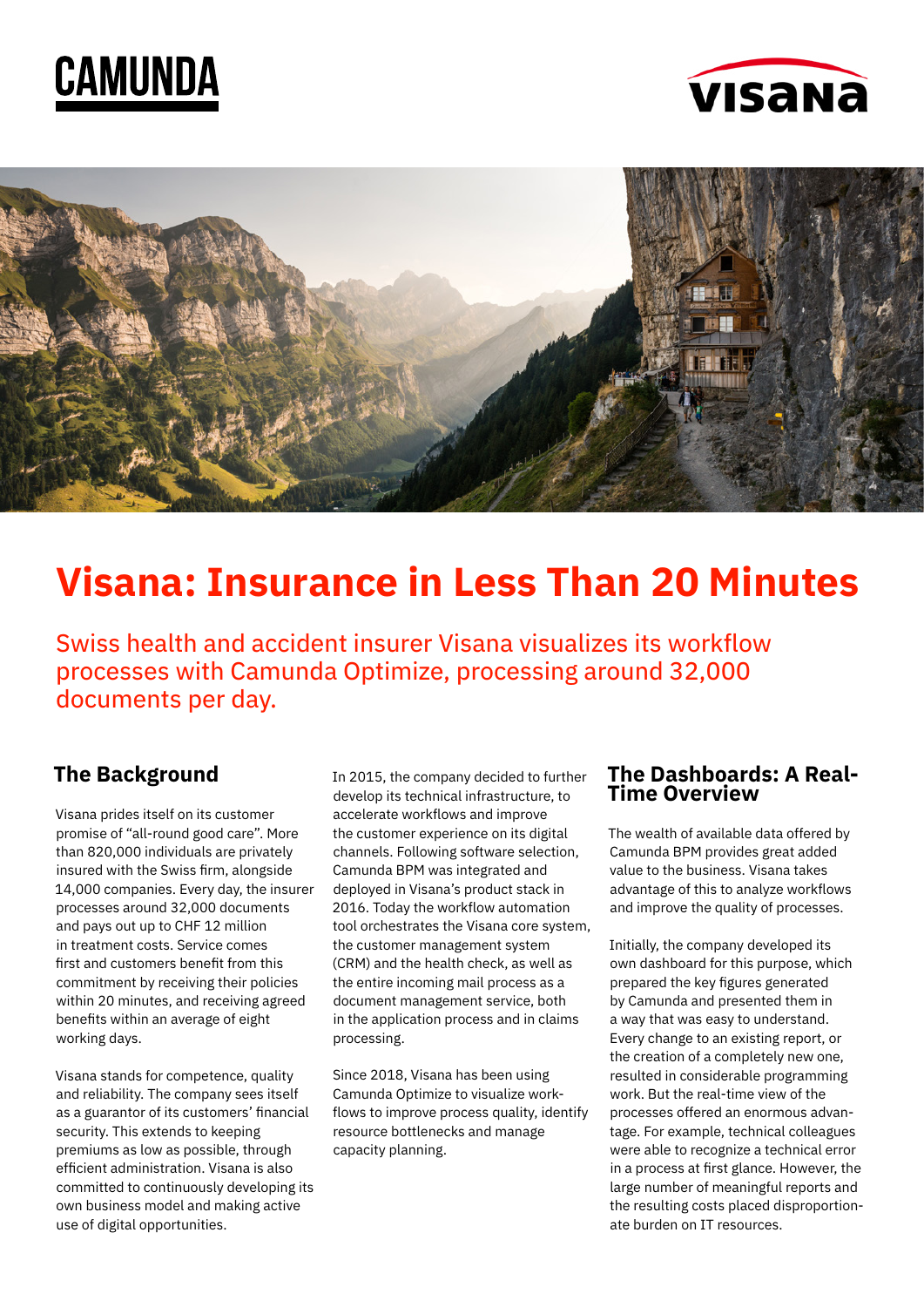# Visana: Insurance in Less Than 20 Minutes

Swiss health and accident insurer Visana visualizes its workflow processes with Camunda Optimize, processing around 32,000 documents per day.

## The Background

Visana prides itself on its customer promise of "all-round good care". More than 820,000 individuals are privately insured with the Swiss firm, alongside 14,000 companies. Every day, the insurer processes around 32,000 documents and pays out up to CHF 12 million in treatment costs. Service comes first and customers benefit from this commitment by receiving their policies within 20 minutes, and receiving agreed benefits within an average of eight working days.

Visana stands for competence, quality and reliability. The company sees itself as a guarantor of its customers' financial security. This extends to keeping premiums as low as possible, through efficient administration. Visana is also committed to continuously developing its own business model and making active use of digital opportunities.

In 2015, the company decided to further develop its technical infrastructure, to accelerate workflows and improve the customer experience on its digital channels. Following software selection, Camunda BPM was integrated and deployed in Visana's product stack in 2016. Today the workflow automation tool orchestrates the Visana core system, the customer management system (CRM) and the health check, as well as the entire incoming mail process as a document management service, both in the application process and in claims processing.

Since 2018, Visana has been using Camunda Optimize to visualize workflows to improve process quality, identify resource bottlenecks and manage capacity planning.

## The Dashboards: A Real-Time Overview

The wealth of available data offered by Camunda BPM provides great added value to the business. Visana takes advantage of this to analyze workflows and improve the quality of processes.

Initially, the company developed its own dashboard for this purpose, which prepared the key figures generated by Camunda and presented them in a way that was easy to understand. Every change to an existing report, or the creation of a completely new one, resulted in considerable programming work. But the real-time view of the processes offered an enormous advantage. For example, technical colleagues were able to recognize a technical error in a process at first glance. However, the large number of meaningful reports and the resulting costs placed disproportionate burden on IT resources.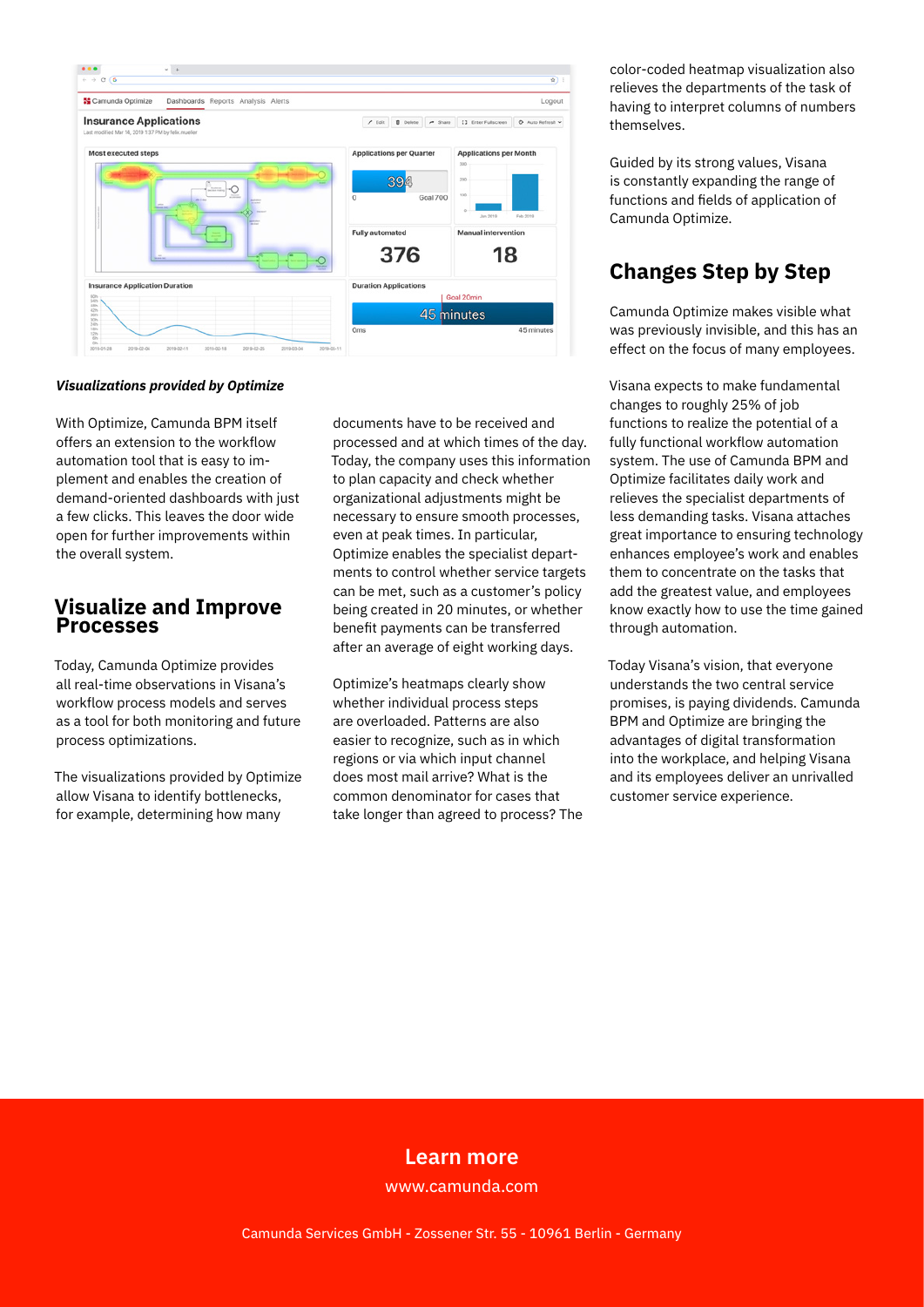*Visualizations provided by Optimize*

With Optimize, Camunda BPM itself offers an extension to the workflow automation tool that is easy to implement and enables the creation of demand-oriented dashboards with just a few clicks. This leaves the door wide open for further improvements within the overall system.

## Visualize and Improve Processes

Today, Camunda Optimize provides all real-time observations in Visana's workflow process models and serves as a tool for both monitoring and future process optimizations.

The visualizations provided by Optimize allow Visana to identify bottlenecks, for example, determining how many documents have to be received and processed and at which times of the day. Today, the company uses this information to plan capacity and check whether organizational adjustments might be necessary to ensure smooth processes, even at peak times. In particular, Optimize enables the specialist departments to control whether service targets can be met, such as a customer's policy being created in 20 minutes, or whether benefit payments can be transferred after an average of eight working days.

Optimize's heatmaps clearly show whether individual process steps are overloaded. Patterns are also easier to recognize, such as in which regions or via which input channel does most mail arrive? What is the common denominator for cases that take longer than agreed to process? The color-coded heatmap visualization also relieves the departments of the task of having to interpret columns of numbers themselves.

Guided by its strong values, Visana is constantly expanding the range of functions and fields of application of Camunda Optimize.

## Changes Step by Step

Camunda Optimize makes visible what was previously invisible, and this has an effect on the focus of many employees.

Visana expects to make fundamental changes to roughly 25% of job functions to realize the potential of a fully functional workflow automation system. The use of Camunda BPM and Optimize facilitates daily work and relieves the specialist departments of less demanding tasks. Visana attaches great importance to ensuring technology enhances employee's work and enables them to concentrate on the tasks that add the greatest value, and employees know exactly how to use the time gained through automation.

Today Visana's vision, that everyone understands the two central service promises, is paying dividends. Camunda BPM and Optimize are bringing the advantages of digital transformation into the workplace, and helping Visana and its employees deliver an unrivalled customer service experience.

**Learn more**

www.camunda.com

Camunda Services GmbH - Zossener Str. 55 - 10961 Berlin - Germany